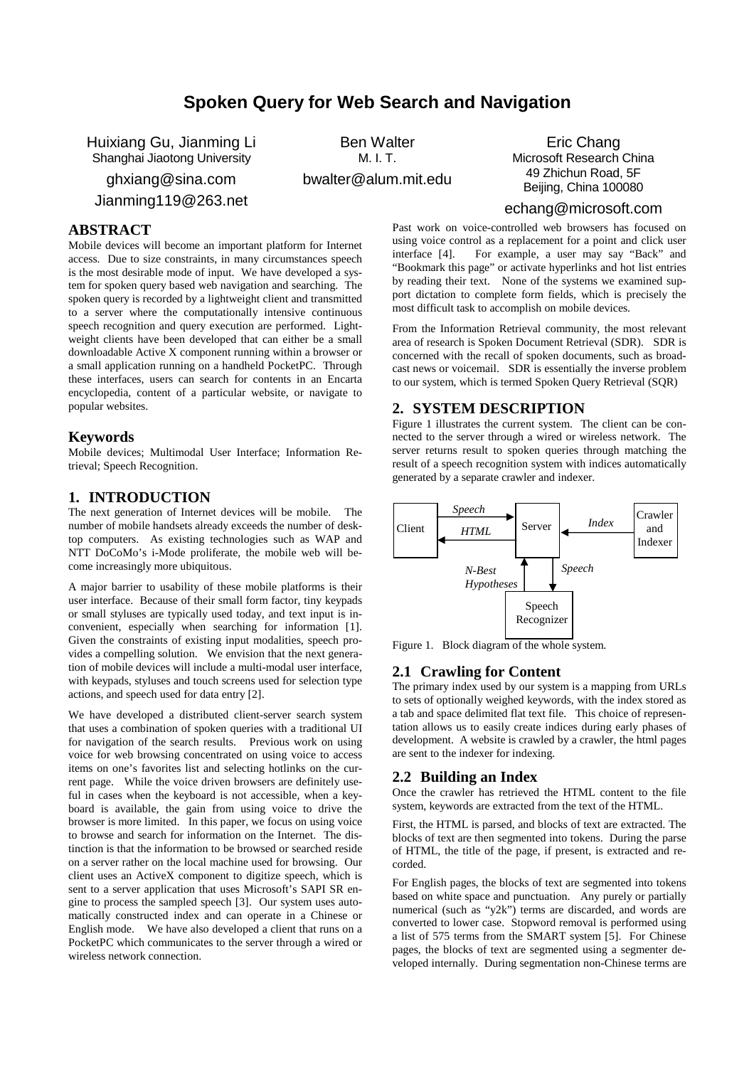# Spoken Query for Web Search and Navigation

Huixiang Gu, Jianming Li
Shanghai Jiaotong University
ghxiang@sina.com
Jianming119@263.net

Ben Walter
M. I. T.
bwalter@alum.mit.edu

Eric Chang
Microsoft Research China
49 Zhichun Road, 5F
Beijing, China 100080
echang@microsoft.com

## ABSTRACT

Mobile devices will become an important platform for Internet access. Due to size constraints, in many circumstances speech is the most desirable mode of input. We have developed a system for spoken query based web navigation and searching. The spoken query is recorded by a lightweight client and transmitted to a server where the computationally intensive continuous speech recognition and query execution are performed. Lightweight clients have been developed that can either be a small downloadable Active X component running within a browser or a small application running on a handheld PocketPC. Through these interfaces, users can search for contents in an Encarta encyclopedia, content of a particular website, or navigate to popular websites.

## Keywords

Mobile devices; Multimodal User Interface; Information Retrieval; Speech Recognition.

## 1. INTRODUCTION

The next generation of Internet devices will be mobile. The number of mobile handsets already exceeds the number of desktop computers. As existing technologies such as WAP and NTT DoCoMo's i-Mode proliferate, the mobile web will become increasingly more ubiquitous.

A major barrier to usability of these mobile platforms is their user interface. Because of their small form factor, tiny keypads or small styluses are typically used today, and text input is inconvenient, especially when searching for information [1]. Given the constraints of existing input modalities, speech provides a compelling solution. We envision that the next generation of mobile devices will include a multi-modal user interface, with keypads, styluses and touch screens used for selection type actions, and speech used for data entry [2].

We have developed a distributed client-server search system that uses a combination of spoken queries with a traditional UI for navigation of the search results. Previous work on using voice for web browsing concentrated on using voice to access items on one's favorites list and selecting hotlinks on the current page. While the voice driven browsers are definitely useful in cases when the keyboard is not accessible, when a keyboard is available, the gain from using voice to drive the browser is more limited. In this paper, we focus on using voice to browse and search for information on the Internet. The distinction is that the information to be browsed or searched reside on a server rather on the local machine used for browsing. Our client uses an ActiveX component to digitize speech, which is sent to a server application that uses Microsoft's SAPI SR engine to process the sampled speech [3]. Our system uses automatically constructed index and can operate in a Chinese or English mode. We have also developed a client that runs on a PocketPC which communicates to the server through a wired or wireless network connection.

Past work on voice-controlled web browsers has focused on using voice control as a replacement for a point and click user interface [4]. For example, a user may say "Back" and "Bookmark this page" or activate hyperlinks and hot list entries by reading their text. None of the systems we examined support dictation to complete form fields, which is precisely the most difficult task to accomplish on mobile devices.

From the Information Retrieval community, the most relevant area of research is Spoken Document Retrieval (SDR). SDR is concerned with the recall of spoken documents, such as broadcast news or voicemail. SDR is essentially the inverse problem to our system, which is termed Spoken Query Retrieval (SQR)

## 2. SYSTEM DESCRIPTION

Figure 1 illustrates the current system. The client can be connected to the server through a wired or wireless network. The server returns result to spoken queries through matching the result of a speech recognition system with indices automatically generated by a separate crawler and indexer.

Client —*Speech*→ Server; Server —*HTML*→ Client; Crawler and Indexer —*Index*→ Server; Server —*Speech*→ Speech Recognizer; Speech Recognizer —*N-Best Hypotheses*→ Server

Figure 1. Block diagram of the whole system.

### 2.1 Crawling for Content

The primary index used by our system is a mapping from URLs to sets of optionally weighed keywords, with the index stored as a tab and space delimited flat text file. This choice of representation allows us to easily create indices during early phases of development. A website is crawled by a crawler, the html pages are sent to the indexer for indexing.

### 2.2 Building an Index

Once the crawler has retrieved the HTML content to the file system, keywords are extracted from the text of the HTML.

First, the HTML is parsed, and blocks of text are extracted. The blocks of text are then segmented into tokens. During the parse of HTML, the title of the page, if present, is extracted and recorded.

For English pages, the blocks of text are segmented into tokens based on white space and punctuation. Any purely or partially numerical (such as "y2k") terms are discarded, and words are converted to lower case. Stopword removal is performed using a list of 575 terms from the SMART system [5]. For Chinese pages, the blocks of text are segmented using a segmenter developed internally. During segmentation non-Chinese terms are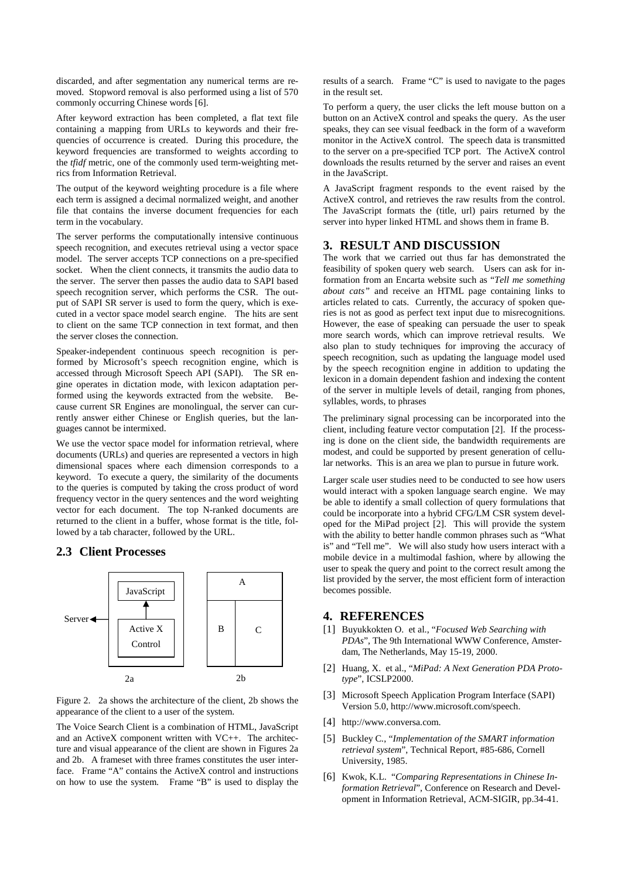discarded, and after segmentation any numerical terms are removed. Stopword removal is also performed using a list of 570 commonly occurring Chinese words [6].

After keyword extraction has been completed, a flat text file containing a mapping from URLs to keywords and their frequencies of occurrence is created. During this procedure, the keyword frequencies are transformed to weights according to the *tfidf* metric, one of the commonly used term-weighting metrics from Information Retrieval.

The output of the keyword weighting procedure is a file where each term is assigned a decimal normalized weight, and another file that contains the inverse document frequencies for each term in the vocabulary.

The server performs the computationally intensive continuous speech recognition, and executes retrieval using a vector space model. The server accepts TCP connections on a pre-specified socket. When the client connects, it transmits the audio data to the server. The server then passes the audio data to SAPI based speech recognition server, which performs the CSR. The output of SAPI SR server is used to form the query, which is executed in a vector space model search engine. The hits are sent to client on the same TCP connection in text format, and then the server closes the connection.

Speaker-independent continuous speech recognition is performed by Microsoft's speech recognition engine, which is accessed through Microsoft Speech API (SAPI). The SR engine operates in dictation mode, with lexicon adaptation performed using the keywords extracted from the website. Because current SR Engines are monolingual, the server can currently answer either Chinese or English queries, but the languages cannot be intermixed.

We use the vector space model for information retrieval, where documents (URLs) and queries are represented a vectors in high dimensional spaces where each dimension corresponds to a keyword. To execute a query, the similarity of the documents to the queries is computed by taking the cross product of word frequency vector in the query sentences and the word weighting vector for each document. The top N-ranked documents are returned to the client in a buffer, whose format is the title, followed by a tab character, followed by the URL.

## 2.3 Client Processes

Server
JavaScript
Active X Control
2a
A
B
C
2b

Figure 2. 2a shows the architecture of the client, 2b shows the appearance of the client to a user of the system.

The Voice Search Client is a combination of HTML, JavaScript and an ActiveX component written with VC++. The architecture and visual appearance of the client are shown in Figures 2a and 2b. A frameset with three frames constitutes the user interface. Frame "A" contains the ActiveX control and instructions on how to use the system. Frame "B" is used to display the results of a search. Frame "C" is used to navigate to the pages in the result set.

To perform a query, the user clicks the left mouse button on a button on an ActiveX control and speaks the query. As the user speaks, they can see visual feedback in the form of a waveform monitor in the ActiveX control. The speech data is transmitted to the server on a pre-specified TCP port. The ActiveX control downloads the results returned by the server and raises an event in the JavaScript.

A JavaScript fragment responds to the event raised by the ActiveX control, and retrieves the raw results from the control. The JavaScript formats the (title, url) pairs returned by the server into hyper linked HTML and shows them in frame B.

## 3. RESULT AND DISCUSSION

The work that we carried out thus far has demonstrated the feasibility of spoken query web search. Users can ask for information from an Encarta website such as "*Tell me something about cats"* and receive an HTML page containing links to articles related to cats. Currently, the accuracy of spoken queries is not as good as perfect text input due to misrecognitions. However, the ease of speaking can persuade the user to speak more search words, which can improve retrieval results. We also plan to study techniques for improving the accuracy of speech recognition, such as updating the language model used by the speech recognition engine in addition to updating the lexicon in a domain dependent fashion and indexing the content of the server in multiple levels of detail, ranging from phones, syllables, words, to phrases

The preliminary signal processing can be incorporated into the client, including feature vector computation [2]. If the processing is done on the client side, the bandwidth requirements are modest, and could be supported by present generation of cellular networks. This is an area we plan to pursue in future work.

Larger scale user studies need to be conducted to see how users would interact with a spoken language search engine. We may be able to identify a small collection of query formulations that could be incorporate into a hybrid CFG/LM CSR system developed for the MiPad project [2]. This will provide the system with the ability to better handle common phrases such as "What is" and "Tell me". We will also study how users interact with a mobile device in a multimodal fashion, where by allowing the user to speak the query and point to the correct result among the list provided by the server, the most efficient form of interaction becomes possible.

## 4. REFERENCES

[1] Buyukkokten O. et al., "*Focused Web Searching with PDAs*", The 9th International WWW Conference, Amsterdam, The Netherlands, May 15-19, 2000.

[2] Huang, X. et al., "*MiPad: A Next Generation PDA Prototype*", ICSLP2000.

[3] Microsoft Speech Application Program Interface (SAPI) Version 5.0, http://www.microsoft.com/speech.

[4] http://www.conversa.com.

[5] Buckley C., "*Implementation of the SMART information retrieval system*", Technical Report, #85-686, Cornell University, 1985.

[6] Kwok, K.L. "*Comparing Representations in Chinese Information Retrieval*", Conference on Research and Development in Information Retrieval, ACM-SIGIR, pp.34-41.